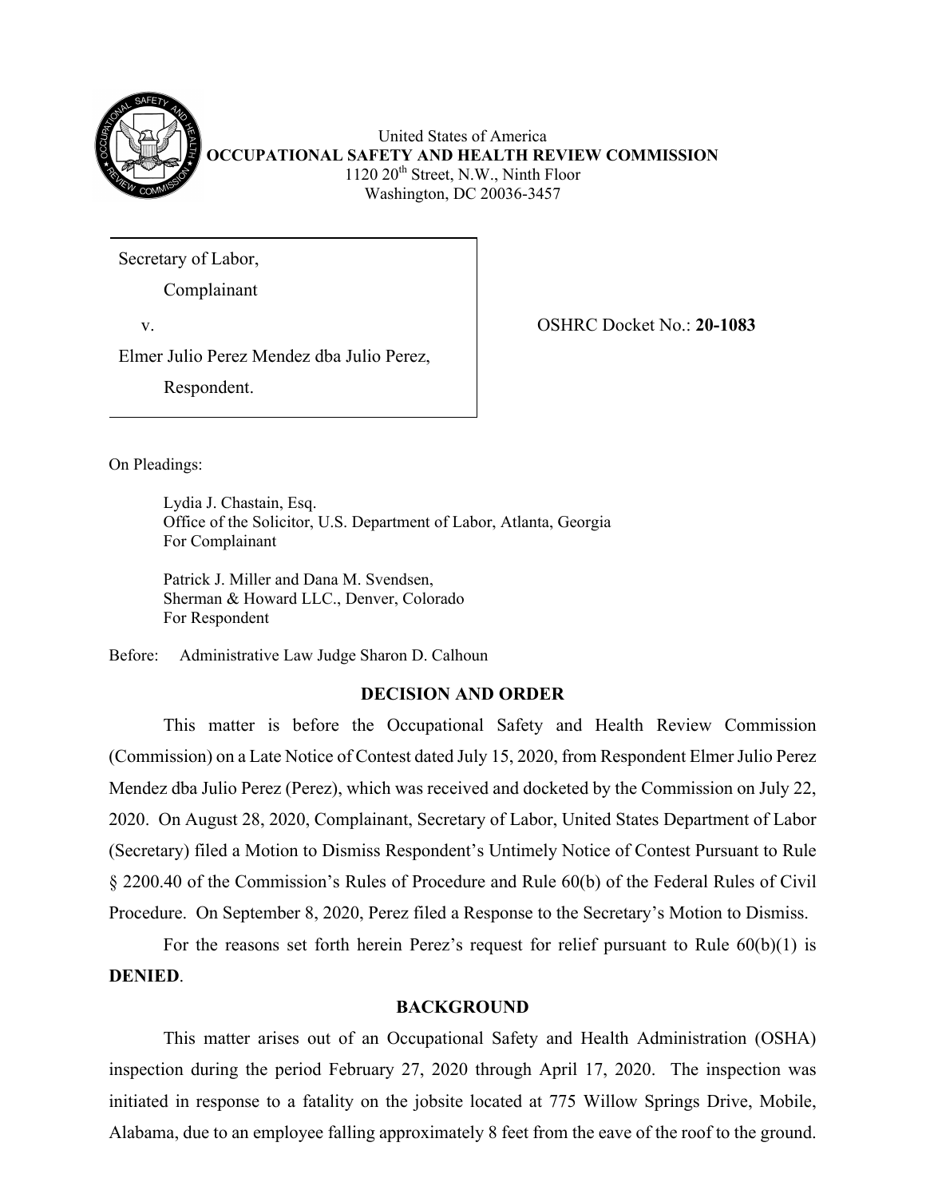United States of America
**OCCUPATIONAL SAFETY AND HEALTH REVIEW COMMISSION**
1120 20th Street, N.W., Ninth Floor
Washington, DC 20036-3457

Secretary of Labor,

Complainant

v.

Elmer Julio Perez Mendez dba Julio Perez,

Respondent.

OSHRC Docket No.: **20-1083**

On Pleadings:

Lydia J. Chastain, Esq.
Office of the Solicitor, U.S. Department of Labor, Atlanta, Georgia
For Complainant

Patrick J. Miller and Dana M. Svendsen,
Sherman & Howard LLC., Denver, Colorado
For Respondent

Before: Administrative Law Judge Sharon D. Calhoun

## DECISION AND ORDER

This matter is before the Occupational Safety and Health Review Commission (Commission) on a Late Notice of Contest dated July 15, 2020, from Respondent Elmer Julio Perez Mendez dba Julio Perez (Perez), which was received and docketed by the Commission on July 22, 2020. On August 28, 2020, Complainant, Secretary of Labor, United States Department of Labor (Secretary) filed a Motion to Dismiss Respondent's Untimely Notice of Contest Pursuant to Rule § 2200.40 of the Commission's Rules of Procedure and Rule 60(b) of the Federal Rules of Civil Procedure. On September 8, 2020, Perez filed a Response to the Secretary's Motion to Dismiss.

For the reasons set forth herein Perez's request for relief pursuant to Rule 60(b)(1) is **DENIED**.

## BACKGROUND

This matter arises out of an Occupational Safety and Health Administration (OSHA) inspection during the period February 27, 2020 through April 17, 2020. The inspection was initiated in response to a fatality on the jobsite located at 775 Willow Springs Drive, Mobile, Alabama, due to an employee falling approximately 8 feet from the eave of the roof to the ground.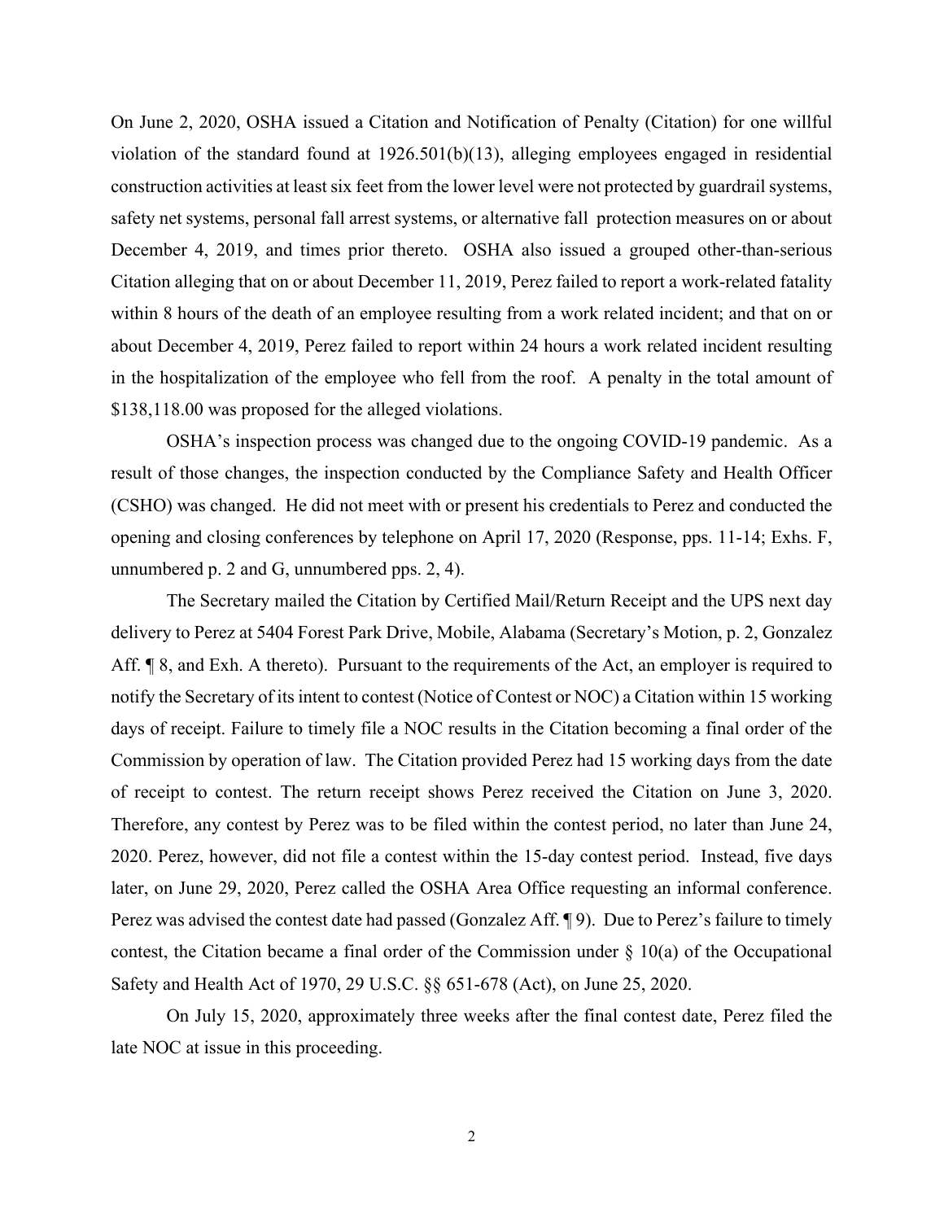On June 2, 2020, OSHA issued a Citation and Notification of Penalty (Citation) for one willful violation of the standard found at 1926.501(b)(13), alleging employees engaged in residential construction activities at least six feet from the lower level were not protected by guardrail systems, safety net systems, personal fall arrest systems, or alternative fall protection measures on or about December 4, 2019, and times prior thereto. OSHA also issued a grouped other-than-serious Citation alleging that on or about December 11, 2019, Perez failed to report a work-related fatality within 8 hours of the death of an employee resulting from a work related incident; and that on or about December 4, 2019, Perez failed to report within 24 hours a work related incident resulting in the hospitalization of the employee who fell from the roof. A penalty in the total amount of $138,118.00 was proposed for the alleged violations.

OSHA's inspection process was changed due to the ongoing COVID-19 pandemic. As a result of those changes, the inspection conducted by the Compliance Safety and Health Officer (CSHO) was changed. He did not meet with or present his credentials to Perez and conducted the opening and closing conferences by telephone on April 17, 2020 (Response, pps. 11-14; Exhs. F, unnumbered p. 2 and G, unnumbered pps. 2, 4).

The Secretary mailed the Citation by Certified Mail/Return Receipt and the UPS next day delivery to Perez at 5404 Forest Park Drive, Mobile, Alabama (Secretary's Motion, p. 2, Gonzalez Aff. ¶ 8, and Exh. A thereto). Pursuant to the requirements of the Act, an employer is required to notify the Secretary of its intent to contest (Notice of Contest or NOC) a Citation within 15 working days of receipt. Failure to timely file a NOC results in the Citation becoming a final order of the Commission by operation of law. The Citation provided Perez had 15 working days from the date of receipt to contest. The return receipt shows Perez received the Citation on June 3, 2020. Therefore, any contest by Perez was to be filed within the contest period, no later than June 24, 2020. Perez, however, did not file a contest within the 15-day contest period. Instead, five days later, on June 29, 2020, Perez called the OSHA Area Office requesting an informal conference. Perez was advised the contest date had passed (Gonzalez Aff. ¶ 9). Due to Perez's failure to timely contest, the Citation became a final order of the Commission under § 10(a) of the Occupational Safety and Health Act of 1970, 29 U.S.C. §§ 651-678 (Act), on June 25, 2020.

On July 15, 2020, approximately three weeks after the final contest date, Perez filed the late NOC at issue in this proceeding.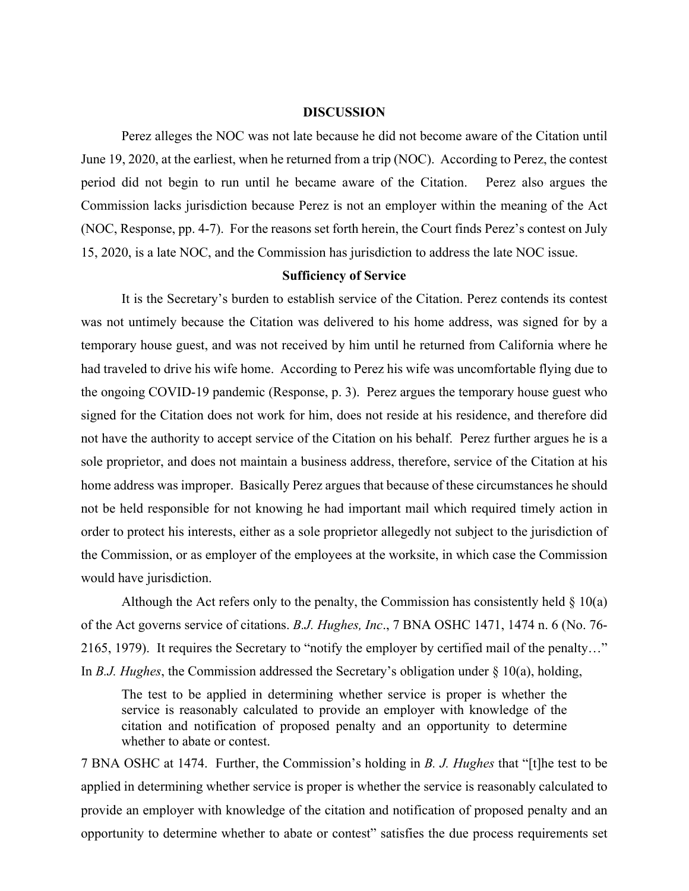## DISCUSSION

Perez alleges the NOC was not late because he did not become aware of the Citation until June 19, 2020, at the earliest, when he returned from a trip (NOC). According to Perez, the contest period did not begin to run until he became aware of the Citation. Perez also argues the Commission lacks jurisdiction because Perez is not an employer within the meaning of the Act (NOC, Response, pp. 4-7). For the reasons set forth herein, the Court finds Perez's contest on July 15, 2020, is a late NOC, and the Commission has jurisdiction to address the late NOC issue.

### Sufficiency of Service

It is the Secretary's burden to establish service of the Citation. Perez contends its contest was not untimely because the Citation was delivered to his home address, was signed for by a temporary house guest, and was not received by him until he returned from California where he had traveled to drive his wife home. According to Perez his wife was uncomfortable flying due to the ongoing COVID-19 pandemic (Response, p. 3). Perez argues the temporary house guest who signed for the Citation does not work for him, does not reside at his residence, and therefore did not have the authority to accept service of the Citation on his behalf. Perez further argues he is a sole proprietor, and does not maintain a business address, therefore, service of the Citation at his home address was improper. Basically Perez argues that because of these circumstances he should not be held responsible for not knowing he had important mail which required timely action in order to protect his interests, either as a sole proprietor allegedly not subject to the jurisdiction of the Commission, or as employer of the employees at the worksite, in which case the Commission would have jurisdiction.

Although the Act refers only to the penalty, the Commission has consistently held § 10(a) of the Act governs service of citations. *B.J. Hughes, Inc*., 7 BNA OSHC 1471, 1474 n. 6 (No. 76-2165, 1979). It requires the Secretary to "notify the employer by certified mail of the penalty…" In *B.J. Hughes*, the Commission addressed the Secretary's obligation under § 10(a), holding,

> The test to be applied in determining whether service is proper is whether the service is reasonably calculated to provide an employer with knowledge of the citation and notification of proposed penalty and an opportunity to determine whether to abate or contest.

7 BNA OSHC at 1474. Further, the Commission's holding in *B. J. Hughes* that "[t]he test to be applied in determining whether service is proper is whether the service is reasonably calculated to provide an employer with knowledge of the citation and notification of proposed penalty and an opportunity to determine whether to abate or contest" satisfies the due process requirements set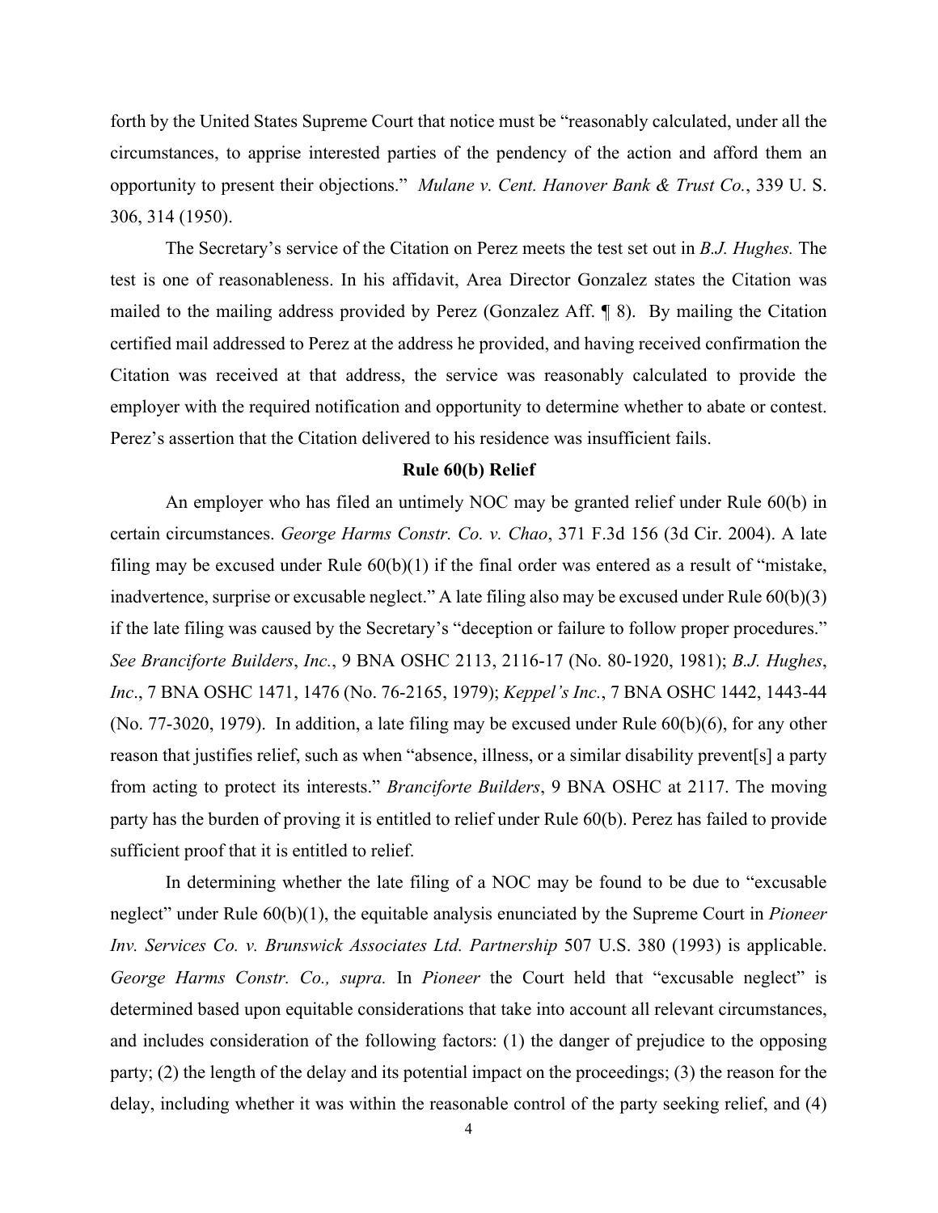forth by the United States Supreme Court that notice must be "reasonably calculated, under all the circumstances, to apprise interested parties of the pendency of the action and afford them an opportunity to present their objections." *Mulane v. Cent. Hanover Bank & Trust Co.*, 339 U. S. 306, 314 (1950).

The Secretary's service of the Citation on Perez meets the test set out in *B.J. Hughes.* The test is one of reasonableness. In his affidavit, Area Director Gonzalez states the Citation was mailed to the mailing address provided by Perez (Gonzalez Aff. ¶ 8). By mailing the Citation certified mail addressed to Perez at the address he provided, and having received confirmation the Citation was received at that address, the service was reasonably calculated to provide the employer with the required notification and opportunity to determine whether to abate or contest. Perez's assertion that the Citation delivered to his residence was insufficient fails.

**Rule 60(b) Relief**

An employer who has filed an untimely NOC may be granted relief under Rule 60(b) in certain circumstances. *George Harms Constr. Co. v. Chao*, 371 F.3d 156 (3d Cir. 2004). A late filing may be excused under Rule 60(b)(1) if the final order was entered as a result of "mistake, inadvertence, surprise or excusable neglect." A late filing also may be excused under Rule 60(b)(3) if the late filing was caused by the Secretary's "deception or failure to follow proper procedures." *See Branciforte Builders*, *Inc.*, 9 BNA OSHC 2113, 2116-17 (No. 80-1920, 1981); *B.J. Hughes*, *Inc*., 7 BNA OSHC 1471, 1476 (No. 76-2165, 1979); *Keppel's Inc.*, 7 BNA OSHC 1442, 1443-44 (No. 77-3020, 1979). In addition, a late filing may be excused under Rule 60(b)(6), for any other reason that justifies relief, such as when "absence, illness, or a similar disability prevent[s] a party from acting to protect its interests." *Branciforte Builders*, 9 BNA OSHC at 2117. The moving party has the burden of proving it is entitled to relief under Rule 60(b). Perez has failed to provide sufficient proof that it is entitled to relief.

In determining whether the late filing of a NOC may be found to be due to "excusable neglect" under Rule 60(b)(1), the equitable analysis enunciated by the Supreme Court in *Pioneer Inv. Services Co. v. Brunswick Associates Ltd. Partnership* 507 U.S. 380 (1993) is applicable. *George Harms Constr. Co., supra.* In *Pioneer* the Court held that "excusable neglect" is determined based upon equitable considerations that take into account all relevant circumstances, and includes consideration of the following factors: (1) the danger of prejudice to the opposing party; (2) the length of the delay and its potential impact on the proceedings; (3) the reason for the delay, including whether it was within the reasonable control of the party seeking relief, and (4)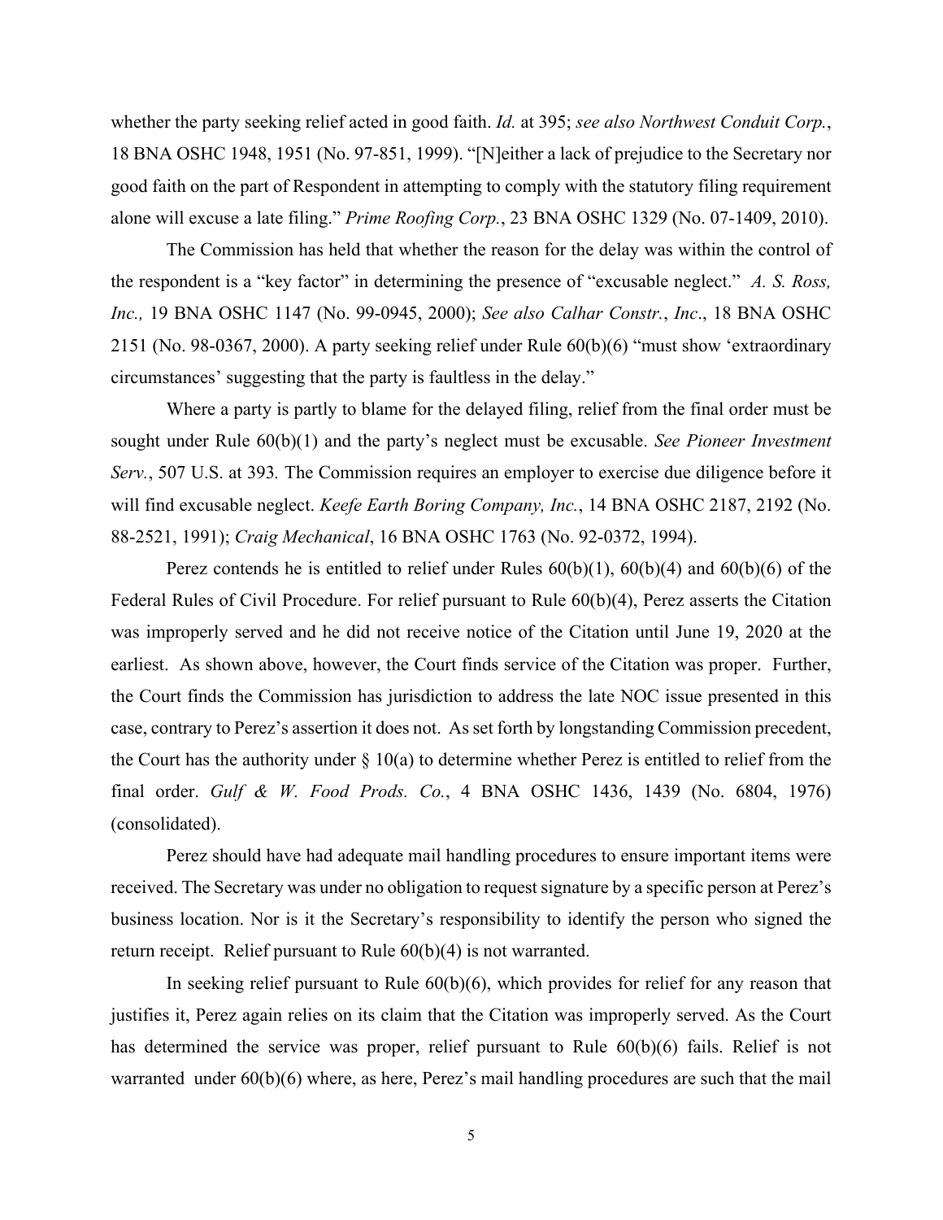whether the party seeking relief acted in good faith. *Id.* at 395; *see also Northwest Conduit Corp.*, 18 BNA OSHC 1948, 1951 (No. 97-851, 1999). "[N]either a lack of prejudice to the Secretary nor good faith on the part of Respondent in attempting to comply with the statutory filing requirement alone will excuse a late filing." *Prime Roofing Corp.*, 23 BNA OSHC 1329 (No. 07-1409, 2010).

The Commission has held that whether the reason for the delay was within the control of the respondent is a "key factor" in determining the presence of "excusable neglect." *A. S. Ross, Inc.,* 19 BNA OSHC 1147 (No. 99-0945, 2000); *See also Calhar Constr.*, *Inc*., 18 BNA OSHC 2151 (No. 98-0367, 2000). A party seeking relief under Rule 60(b)(6) "must show 'extraordinary circumstances' suggesting that the party is faultless in the delay."

Where a party is partly to blame for the delayed filing, relief from the final order must be sought under Rule 60(b)(1) and the party's neglect must be excusable. *See Pioneer Investment Serv.*, 507 U.S. at 393*.* The Commission requires an employer to exercise due diligence before it will find excusable neglect. *Keefe Earth Boring Company, Inc.*, 14 BNA OSHC 2187, 2192 (No. 88-2521, 1991); *Craig Mechanical*, 16 BNA OSHC 1763 (No. 92-0372, 1994).

Perez contends he is entitled to relief under Rules 60(b)(1), 60(b)(4) and 60(b)(6) of the Federal Rules of Civil Procedure. For relief pursuant to Rule 60(b)(4), Perez asserts the Citation was improperly served and he did not receive notice of the Citation until June 19, 2020 at the earliest. As shown above, however, the Court finds service of the Citation was proper. Further, the Court finds the Commission has jurisdiction to address the late NOC issue presented in this case, contrary to Perez's assertion it does not. As set forth by longstanding Commission precedent, the Court has the authority under § 10(a) to determine whether Perez is entitled to relief from the final order. *Gulf & W. Food Prods. Co.*, 4 BNA OSHC 1436, 1439 (No. 6804, 1976) (consolidated).

Perez should have had adequate mail handling procedures to ensure important items were received. The Secretary was under no obligation to request signature by a specific person at Perez's business location. Nor is it the Secretary's responsibility to identify the person who signed the return receipt. Relief pursuant to Rule 60(b)(4) is not warranted.

In seeking relief pursuant to Rule 60(b)(6), which provides for relief for any reason that justifies it, Perez again relies on its claim that the Citation was improperly served. As the Court has determined the service was proper, relief pursuant to Rule 60(b)(6) fails. Relief is not warranted under 60(b)(6) where, as here, Perez's mail handling procedures are such that the mail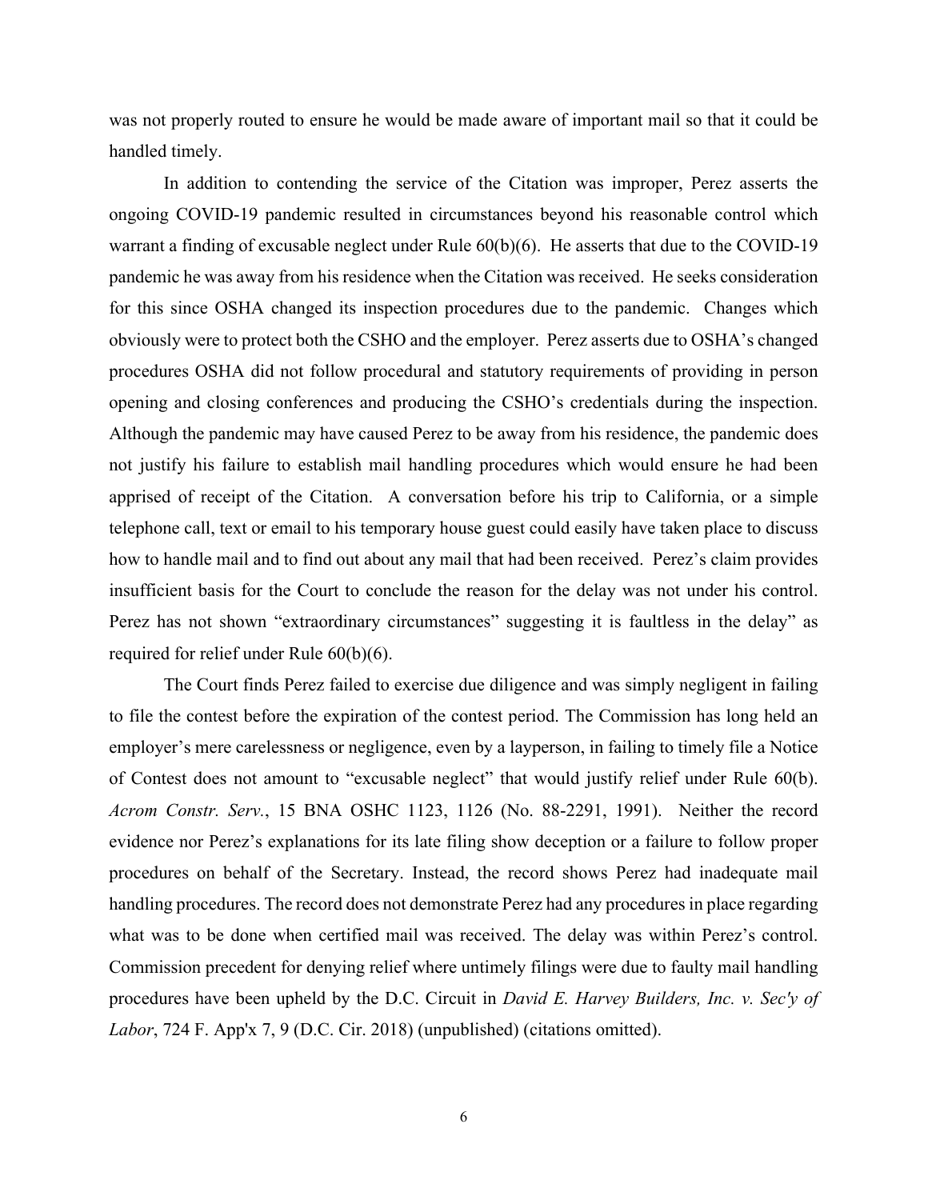was not properly routed to ensure he would be made aware of important mail so that it could be handled timely.

In addition to contending the service of the Citation was improper, Perez asserts the ongoing COVID-19 pandemic resulted in circumstances beyond his reasonable control which warrant a finding of excusable neglect under Rule 60(b)(6). He asserts that due to the COVID-19 pandemic he was away from his residence when the Citation was received. He seeks consideration for this since OSHA changed its inspection procedures due to the pandemic. Changes which obviously were to protect both the CSHO and the employer. Perez asserts due to OSHA's changed procedures OSHA did not follow procedural and statutory requirements of providing in person opening and closing conferences and producing the CSHO's credentials during the inspection. Although the pandemic may have caused Perez to be away from his residence, the pandemic does not justify his failure to establish mail handling procedures which would ensure he had been apprised of receipt of the Citation. A conversation before his trip to California, or a simple telephone call, text or email to his temporary house guest could easily have taken place to discuss how to handle mail and to find out about any mail that had been received. Perez's claim provides insufficient basis for the Court to conclude the reason for the delay was not under his control. Perez has not shown "extraordinary circumstances" suggesting it is faultless in the delay" as required for relief under Rule 60(b)(6).

The Court finds Perez failed to exercise due diligence and was simply negligent in failing to file the contest before the expiration of the contest period. The Commission has long held an employer's mere carelessness or negligence, even by a layperson, in failing to timely file a Notice of Contest does not amount to "excusable neglect" that would justify relief under Rule 60(b). *Acrom Constr. Serv.*, 15 BNA OSHC 1123, 1126 (No. 88-2291, 1991). Neither the record evidence nor Perez's explanations for its late filing show deception or a failure to follow proper procedures on behalf of the Secretary. Instead, the record shows Perez had inadequate mail handling procedures. The record does not demonstrate Perez had any procedures in place regarding what was to be done when certified mail was received. The delay was within Perez's control. Commission precedent for denying relief where untimely filings were due to faulty mail handling procedures have been upheld by the D.C. Circuit in *David E. Harvey Builders, Inc. v. Sec'y of Labor*, 724 F. App'x 7, 9 (D.C. Cir. 2018) (unpublished) (citations omitted).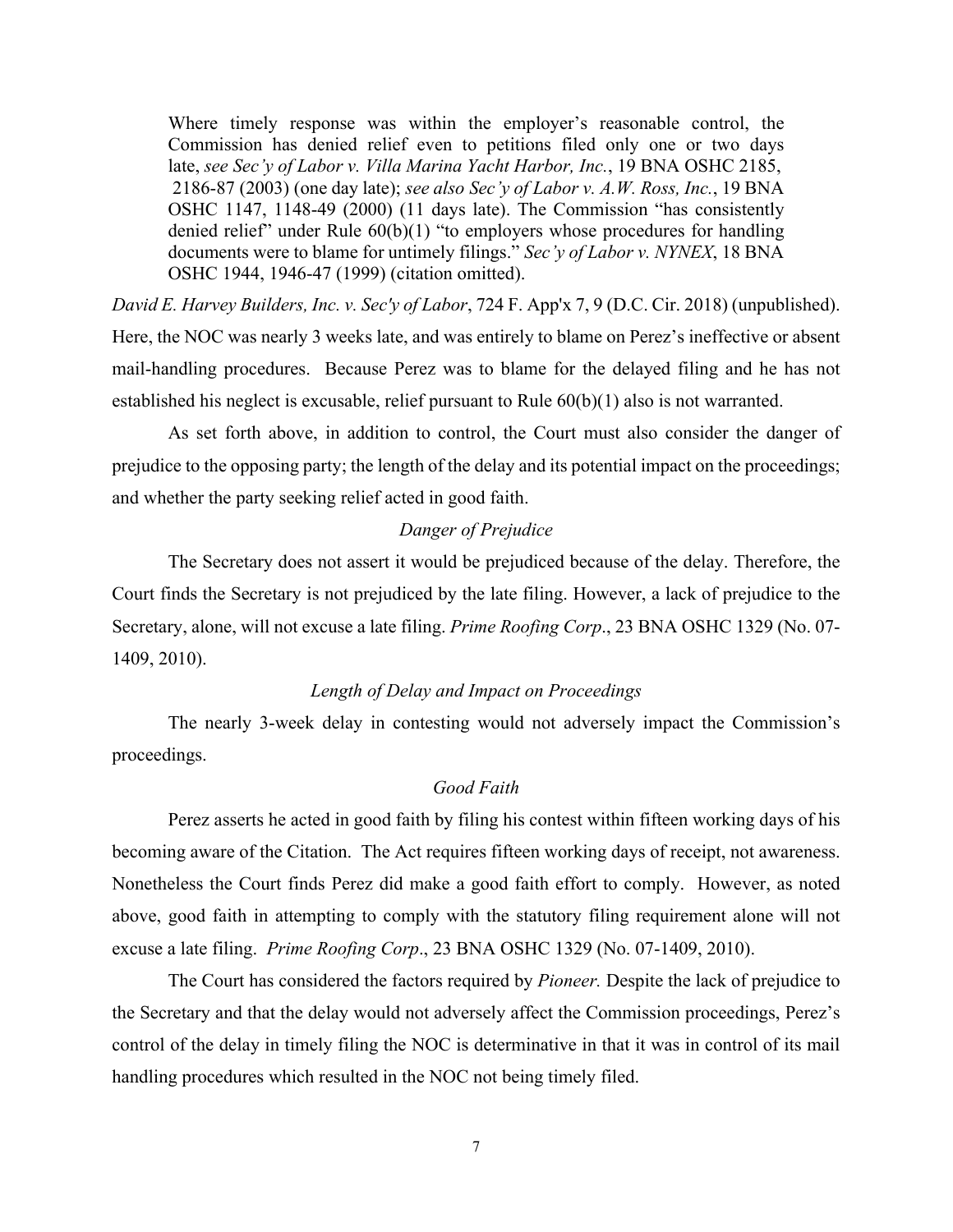> Where timely response was within the employer's reasonable control, the Commission has denied relief even to petitions filed only one or two days late, *see Sec'y of Labor v. Villa Marina Yacht Harbor, Inc.*, 19 BNA OSHC 2185, 2186-87 (2003) (one day late); *see also Sec'y of Labor v. A.W. Ross, Inc.*, 19 BNA OSHC 1147, 1148-49 (2000) (11 days late). The Commission "has consistently denied relief" under Rule 60(b)(1) "to employers whose procedures for handling documents were to blame for untimely filings." *Sec'y of Labor v. NYNEX*, 18 BNA OSHC 1944, 1946-47 (1999) (citation omitted).

*David E. Harvey Builders, Inc. v. Sec'y of Labor*, 724 F. App'x 7, 9 (D.C. Cir. 2018) (unpublished). Here, the NOC was nearly 3 weeks late, and was entirely to blame on Perez's ineffective or absent mail-handling procedures. Because Perez was to blame for the delayed filing and he has not established his neglect is excusable, relief pursuant to Rule 60(b)(1) also is not warranted.

As set forth above, in addition to control, the Court must also consider the danger of prejudice to the opposing party; the length of the delay and its potential impact on the proceedings; and whether the party seeking relief acted in good faith.

*Danger of Prejudice*

The Secretary does not assert it would be prejudiced because of the delay. Therefore, the Court finds the Secretary is not prejudiced by the late filing. However, a lack of prejudice to the Secretary, alone, will not excuse a late filing. *Prime Roofing Corp*., 23 BNA OSHC 1329 (No. 07-1409, 2010).

*Length of Delay and Impact on Proceedings*

The nearly 3-week delay in contesting would not adversely impact the Commission's proceedings.

*Good Faith*

Perez asserts he acted in good faith by filing his contest within fifteen working days of his becoming aware of the Citation. The Act requires fifteen working days of receipt, not awareness. Nonetheless the Court finds Perez did make a good faith effort to comply. However, as noted above, good faith in attempting to comply with the statutory filing requirement alone will not excuse a late filing. *Prime Roofing Corp*., 23 BNA OSHC 1329 (No. 07-1409, 2010).

The Court has considered the factors required by *Pioneer.* Despite the lack of prejudice to the Secretary and that the delay would not adversely affect the Commission proceedings, Perez's control of the delay in timely filing the NOC is determinative in that it was in control of its mail handling procedures which resulted in the NOC not being timely filed.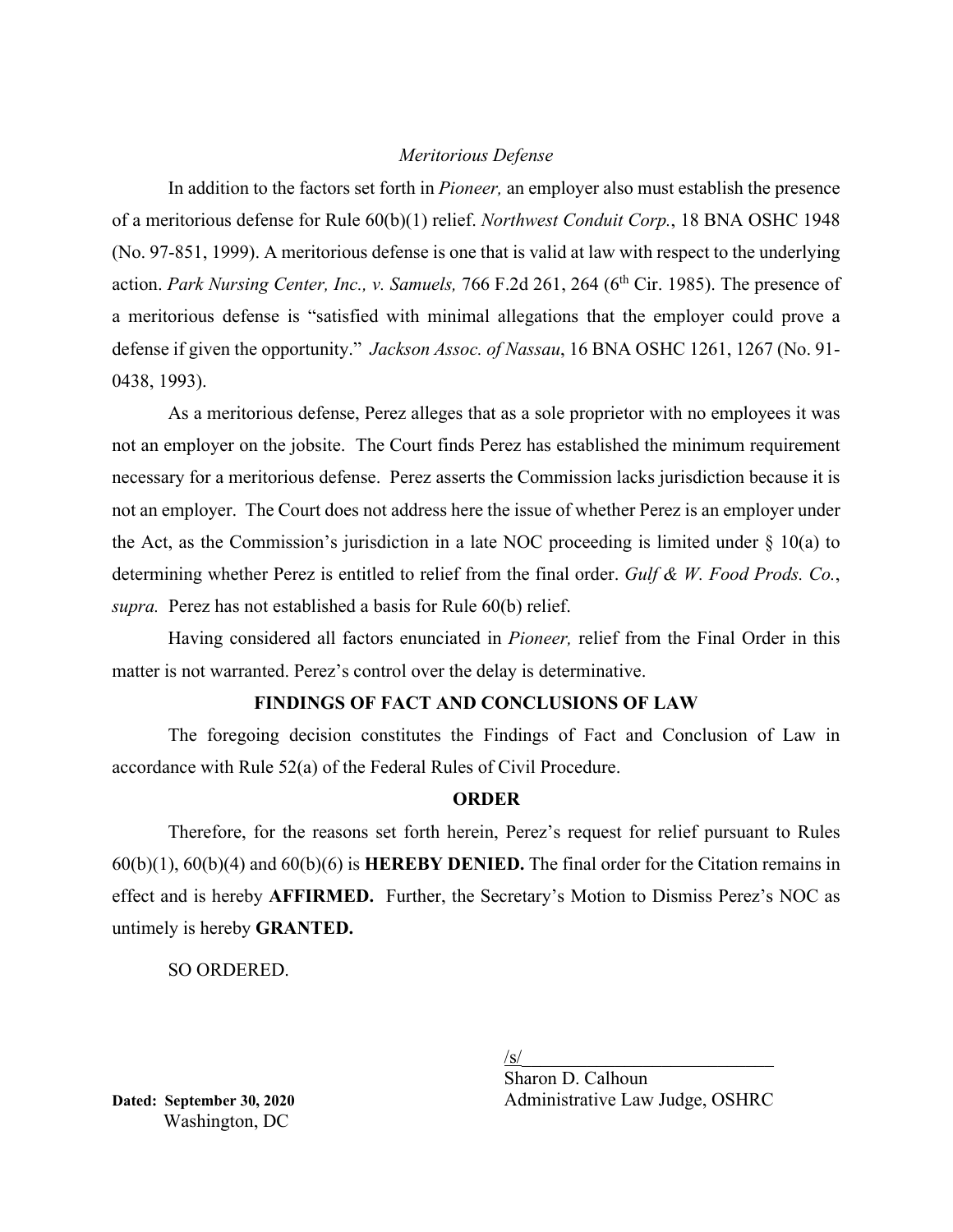*Meritorious Defense*

In addition to the factors set forth in *Pioneer,* an employer also must establish the presence of a meritorious defense for Rule 60(b)(1) relief. *Northwest Conduit Corp.*, 18 BNA OSHC 1948 (No. 97-851, 1999). A meritorious defense is one that is valid at law with respect to the underlying action. *Park Nursing Center, Inc., v. Samuels,* 766 F.2d 261, 264 (6th Cir. 1985). The presence of a meritorious defense is "satisfied with minimal allegations that the employer could prove a defense if given the opportunity." *Jackson Assoc. of Nassau*, 16 BNA OSHC 1261, 1267 (No. 91-0438, 1993).

As a meritorious defense, Perez alleges that as a sole proprietor with no employees it was not an employer on the jobsite. The Court finds Perez has established the minimum requirement necessary for a meritorious defense. Perez asserts the Commission lacks jurisdiction because it is not an employer. The Court does not address here the issue of whether Perez is an employer under the Act, as the Commission's jurisdiction in a late NOC proceeding is limited under § 10(a) to determining whether Perez is entitled to relief from the final order. *Gulf & W. Food Prods. Co.*, *supra.* Perez has not established a basis for Rule 60(b) relief.

Having considered all factors enunciated in *Pioneer,* relief from the Final Order in this matter is not warranted. Perez's control over the delay is determinative.

**FINDINGS OF FACT AND CONCLUSIONS OF LAW**

The foregoing decision constitutes the Findings of Fact and Conclusion of Law in accordance with Rule 52(a) of the Federal Rules of Civil Procedure.

**ORDER**

Therefore, for the reasons set forth herein, Perez's request for relief pursuant to Rules 60(b)(1), 60(b)(4) and 60(b)(6) is **HEREBY DENIED.** The final order for the Citation remains in effect and is hereby **AFFIRMED.** Further, the Secretary's Motion to Dismiss Perez's NOC as untimely is hereby **GRANTED.**

SO ORDERED.

/s/
Sharon D. Calhoun
Administrative Law Judge, OSHRC

**Dated: September 30, 2020**
Washington, DC